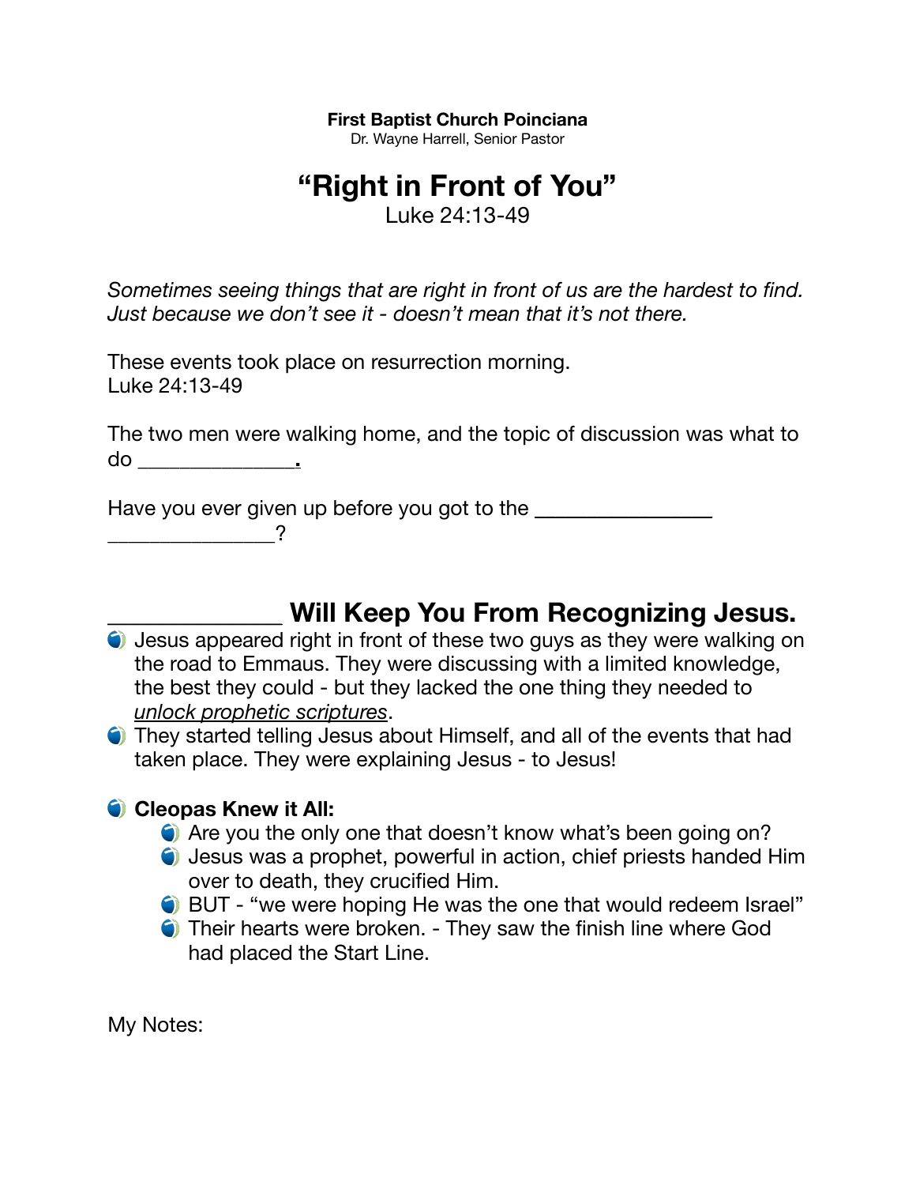**First Baptist Church Poinciana**
Dr. Wayne Harrell, Senior Pastor

# "Right in Front of You"

Luke 24:13-49

*Sometimes seeing things that are right in front of us are the hardest to find. Just because we don't see it - doesn't mean that it's not there.*

These events took place on resurrection morning.
Luke 24:13-49

The two men were walking home, and the topic of discussion was what to do ______________.

Have you ever given up before you got to the _______________ _______________?

## ______________ Will Keep You From Recognizing Jesus.

- Jesus appeared right in front of these two guys as they were walking on the road to Emmaus. They were discussing with a limited knowledge, the best they could - but they lacked the one thing they needed to *unlock prophetic scriptures*.
- They started telling Jesus about Himself, and all of the events that had taken place. They were explaining Jesus - to Jesus!

- **Cleopas Knew it All:**
  - Are you the only one that doesn't know what's been going on?
  - Jesus was a prophet, powerful in action, chief priests handed Him over to death, they crucified Him.
  - BUT - "we were hoping He was the one that would redeem Israel"
  - Their hearts were broken. - They saw the finish line where God had placed the Start Line.

My Notes: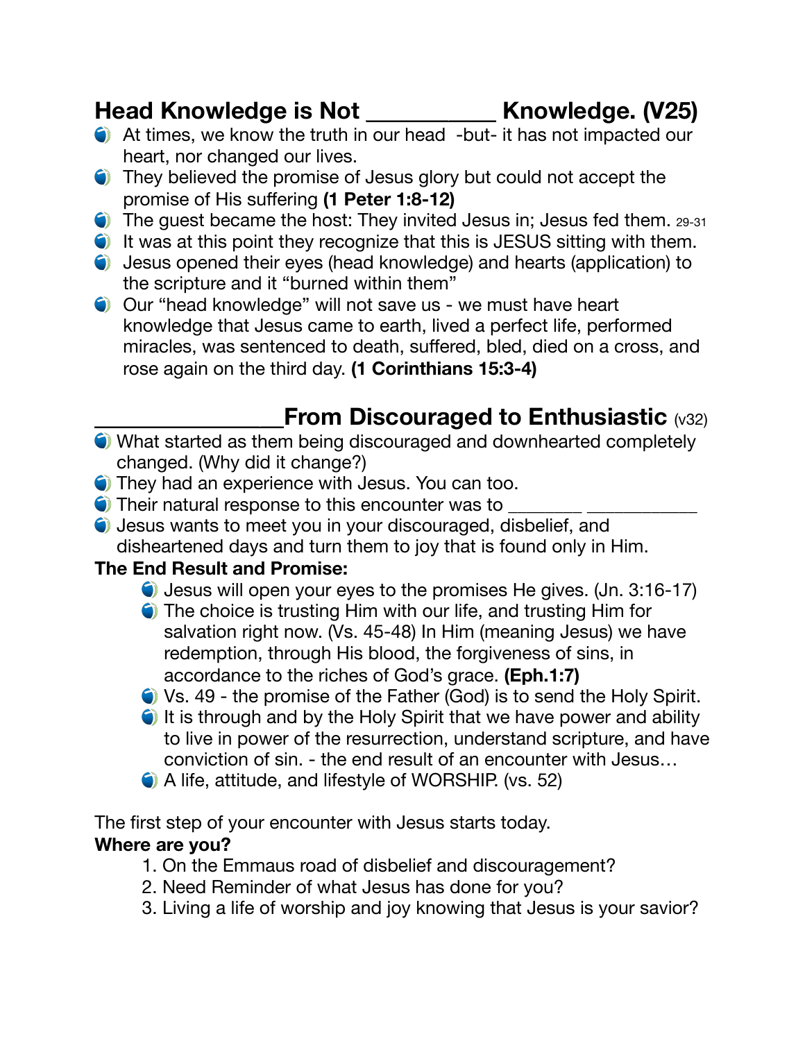## Head Knowledge is Not __________ Knowledge. (V25)

- At times, we know the truth in our head -but- it has not impacted our heart, nor changed our lives.
- They believed the promise of Jesus glory but could not accept the promise of His suffering **(1 Peter 1:8-12)**
- The guest became the host: They invited Jesus in; Jesus fed them. 29-31
- It was at this point they recognize that this is JESUS sitting with them.
- Jesus opened their eyes (head knowledge) and hearts (application) to the scripture and it "burned within them"
- Our "head knowledge" will not save us - we must have heart knowledge that Jesus came to earth, lived a perfect life, performed miracles, was sentenced to death, suffered, bled, died on a cross, and rose again on the third day. **(1 Corinthians 15:3-4)**

## _______________From Discouraged to Enthusiastic (v32)

- What started as them being discouraged and downhearted completely changed. (Why did it change?)
- They had an experience with Jesus. You can too.
- Their natural response to this encounter was to _______ __________
- Jesus wants to meet you in your discouraged, disbelief, and disheartened days and turn them to joy that is found only in Him.

**The End Result and Promise:**

- Jesus will open your eyes to the promises He gives. (Jn. 3:16-17)
- The choice is trusting Him with our life, and trusting Him for salvation right now. (Vs. 45-48) In Him (meaning Jesus) we have redemption, through His blood, the forgiveness of sins, in accordance to the riches of God's grace. **(Eph.1:7)**
- Vs. 49 - the promise of the Father (God) is to send the Holy Spirit.
- It is through and by the Holy Spirit that we have power and ability to live in power of the resurrection, understand scripture, and have conviction of sin. - the end result of an encounter with Jesus…
- A life, attitude, and lifestyle of WORSHIP. (vs. 52)

The first step of your encounter with Jesus starts today.

**Where are you?**

1. On the Emmaus road of disbelief and discouragement?
2. Need Reminder of what Jesus has done for you?
3. Living a life of worship and joy knowing that Jesus is your savior?